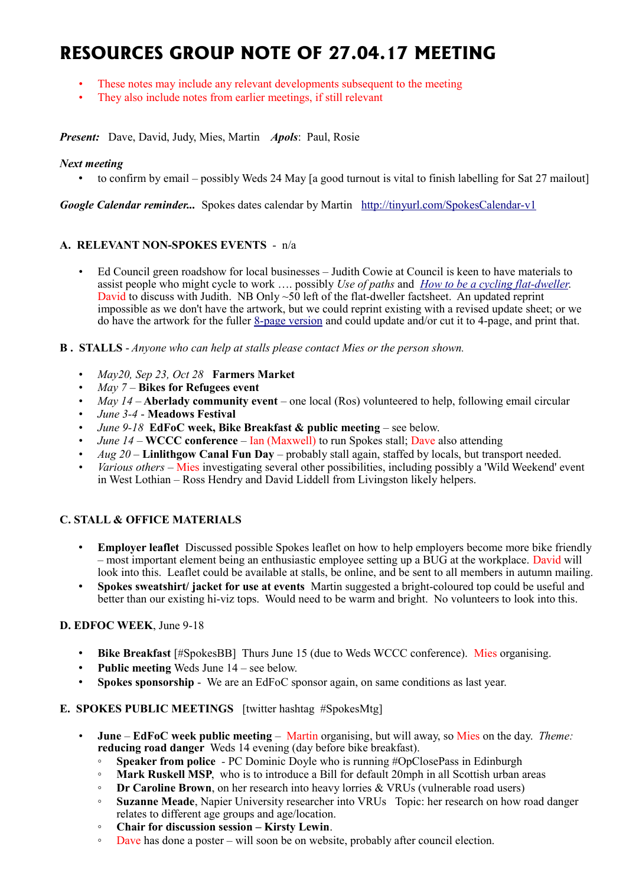# RESOURCES GROUP NOTE OF 27.04.17 MEETING

- These notes may include any relevant developments subsequent to the meeting
- They also include notes from earlier meetings, if still relevant

***Present:*** Dave, David, Judy, Mies, Martin ***Apols***: Paul, Rosie

***Next meeting***

- to confirm by email – possibly Weds 24 May [a good turnout is vital to finish labelling for Sat 27 mailout]

***Google Calendar reminder...*** Spokes dates calendar by Martin http://tinyurl.com/SpokesCalendar-v1

## A. RELEVANT NON-SPOKES EVENTS - n/a

- Ed Council green roadshow for local businesses – Judith Cowie at Council is keen to have materials to assist people who might cycle to work …. possibly *Use of paths* and *How to be a cycling flat-dweller*. David to discuss with Judith. NB Only ~50 left of the flat-dweller factsheet. An updated reprint impossible as we don't have the artwork, but we could reprint existing with a revised update sheet; or we do have the artwork for the fuller 8-page version and could update and/or cut it to 4-page, and print that.

## B . STALLS - *Anyone who can help at stalls please contact Mies or the person shown.*

- *May20, Sep 23, Oct 28* **Farmers Market**
- *May 7* – **Bikes for Refugees event**
- *May 14* – **Aberlady community event** – one local (Ros) volunteered to help, following email circular
- *June 3-4* - **Meadows Festival**
- *June 9-18* **EdFoC week, Bike Breakfast & public meeting** – see below.
- *June 14* – **WCCC conference** – Ian (Maxwell) to run Spokes stall; Dave also attending
- *Aug 20* – **Linlithgow Canal Fun Day** – probably stall again, staffed by locals, but transport needed.
- *Various others* – Mies investigating several other possibilities, including possibly a 'Wild Weekend' event in West Lothian – Ross Hendry and David Liddell from Livingston likely helpers.

## C. STALL & OFFICE MATERIALS

- **Employer leaflet** Discussed possible Spokes leaflet on how to help employers become more bike friendly – most important element being an enthusiastic employee setting up a BUG at the workplace. David will look into this. Leaflet could be available at stalls, be online, and be sent to all members in autumn mailing.
- **Spokes sweatshirt/ jacket for use at events** Martin suggested a bright-coloured top could be useful and better than our existing hi-viz tops. Would need to be warm and bright. No volunteers to look into this.

## D. EDFOC WEEK, June 9-18

- **Bike Breakfast** [#SpokesBB] Thurs June 15 (due to Weds WCCC conference). Mies organising.
- **Public meeting** Weds June 14 – see below.
- **Spokes sponsorship** - We are an EdFoC sponsor again, on same conditions as last year.

## E. SPOKES PUBLIC MEETINGS [twitter hashtag #SpokesMtg]

- **June** – **EdFoC week public meeting** – Martin organising, but will away, so Mies on the day. *Theme:* **reducing road danger** Weds 14 evening (day before bike breakfast).
  - **Speaker from police** - PC Dominic Doyle who is running #OpClosePass in Edinburgh
  - **Mark Ruskell MSP**, who is to introduce a Bill for default 20mph in all Scottish urban areas
  - **Dr Caroline Brown**, on her research into heavy lorries & VRUs (vulnerable road users)
  - **Suzanne Meade**, Napier University researcher into VRUs Topic: her research on how road danger relates to different age groups and age/location.
  - **Chair for discussion session – Kirsty Lewin**.
  - Dave has done a poster – will soon be on website, probably after council election.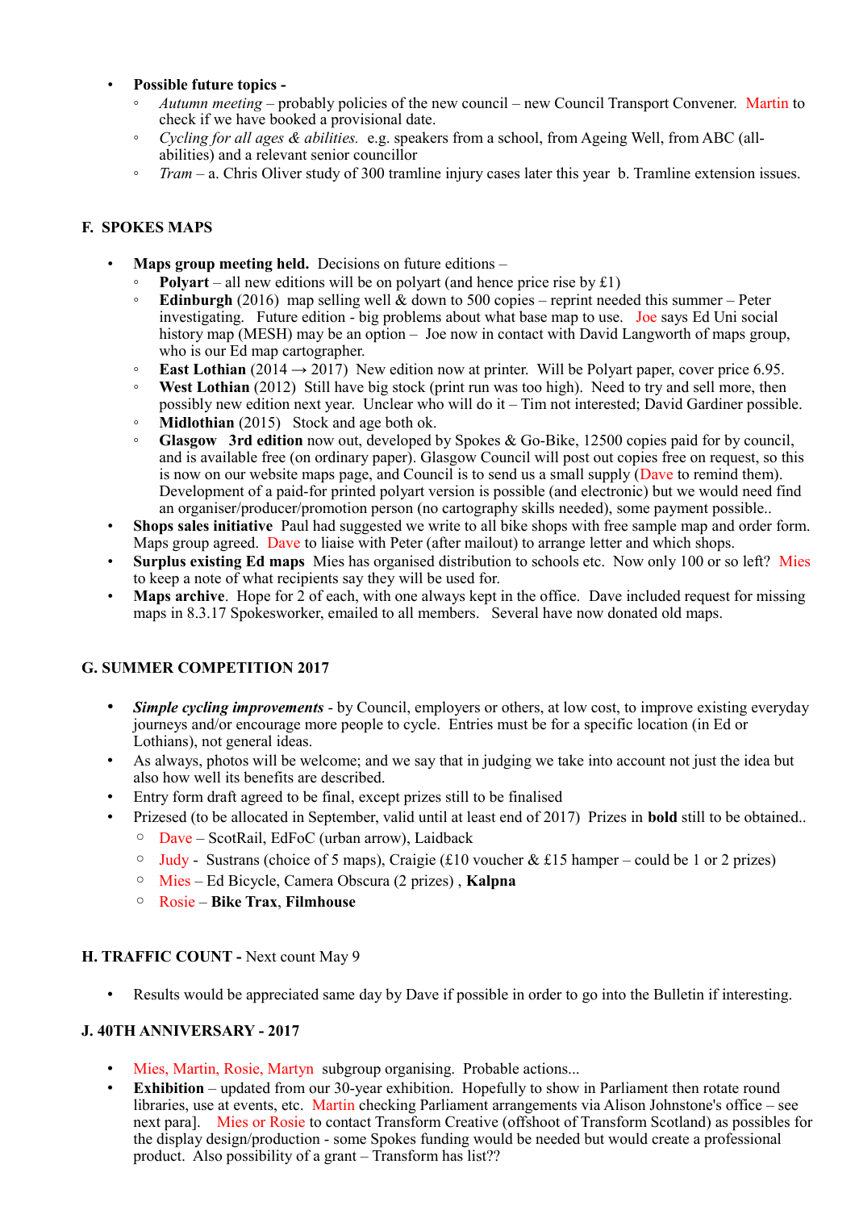- **Possible future topics -**
    - *Autumn meeting* – probably policies of the new council – new Council Transport Convener. Martin to check if we have booked a provisional date.
    - *Cycling for all ages & abilities.* e.g. speakers from a school, from Ageing Well, from ABC (all-abilities) and a relevant senior councillor
    - *Tram* – a. Chris Oliver study of 300 tramline injury cases later this year b. Tramline extension issues.

## F. SPOKES MAPS

- **Maps group meeting held.** Decisions on future editions –
    - **Polyart** – all new editions will be on polyart (and hence price rise by £1)
    - **Edinburgh** (2016) map selling well & down to 500 copies – reprint needed this summer – Peter investigating. Future edition - big problems about what base map to use. Joe says Ed Uni social history map (MESH) may be an option – Joe now in contact with David Langworth of maps group, who is our Ed map cartographer.
    - **East Lothian** (2014 → 2017) New edition now at printer. Will be Polyart paper, cover price 6.95.
    - **West Lothian** (2012) Still have big stock (print run was too high). Need to try and sell more, then possibly new edition next year. Unclear who will do it – Tim not interested; David Gardiner possible.
    - **Midlothian** (2015) Stock and age both ok.
    - **Glasgow 3rd edition** now out, developed by Spokes & Go-Bike, 12500 copies paid for by council, and is available free (on ordinary paper). Glasgow Council will post out copies free on request, so this is now on our website maps page, and Council is to send us a small supply (Dave to remind them). Development of a paid-for printed polyart version is possible (and electronic) but we would need find an organiser/producer/promotion person (no cartography skills needed), some payment possible..
- **Shops sales initiative** Paul had suggested we write to all bike shops with free sample map and order form. Maps group agreed. Dave to liaise with Peter (after mailout) to arrange letter and which shops.
- **Surplus existing Ed maps** Mies has organised distribution to schools etc. Now only 100 or so left? Mies to keep a note of what recipients say they will be used for.
- **Maps archive**. Hope for 2 of each, with one always kept in the office. Dave included request for missing maps in 8.3.17 Spokesworker, emailed to all members. Several have now donated old maps.

## G. SUMMER COMPETITION 2017

- ***Simple cycling improvements*** - by Council, employers or others, at low cost, to improve existing everyday journeys and/or encourage more people to cycle. Entries must be for a specific location (in Ed or Lothians), not general ideas.
- As always, photos will be welcome; and we say that in judging we take into account not just the idea but also how well its benefits are described.
- Entry form draft agreed to be final, except prizes still to be finalised
- Prizesed (to be allocated in September, valid until at least end of 2017) Prizes in **bold** still to be obtained..
    - Dave – ScotRail, EdFoC (urban arrow), Laidback
    - Judy - Sustrans (choice of 5 maps), Craigie (£10 voucher & £15 hamper – could be 1 or 2 prizes)
    - Mies – Ed Bicycle, Camera Obscura (2 prizes) , **Kalpna**
    - Rosie – **Bike Trax**, **Filmhouse**

## H. TRAFFIC COUNT - Next count May 9

- Results would be appreciated same day by Dave if possible in order to go into the Bulletin if interesting.

## J. 40TH ANNIVERSARY - 2017

- Mies, Martin, Rosie, Martyn subgroup organising. Probable actions...
- **Exhibition** – updated from our 30-year exhibition. Hopefully to show in Parliament then rotate round libraries, use at events, etc. Martin checking Parliament arrangements via Alison Johnstone's office – see next para]. Mies or Rosie to contact Transform Creative (offshoot of Transform Scotland) as possibles for the display design/production - some Spokes funding would be needed but would create a professional product. Also possibility of a grant – Transform has list??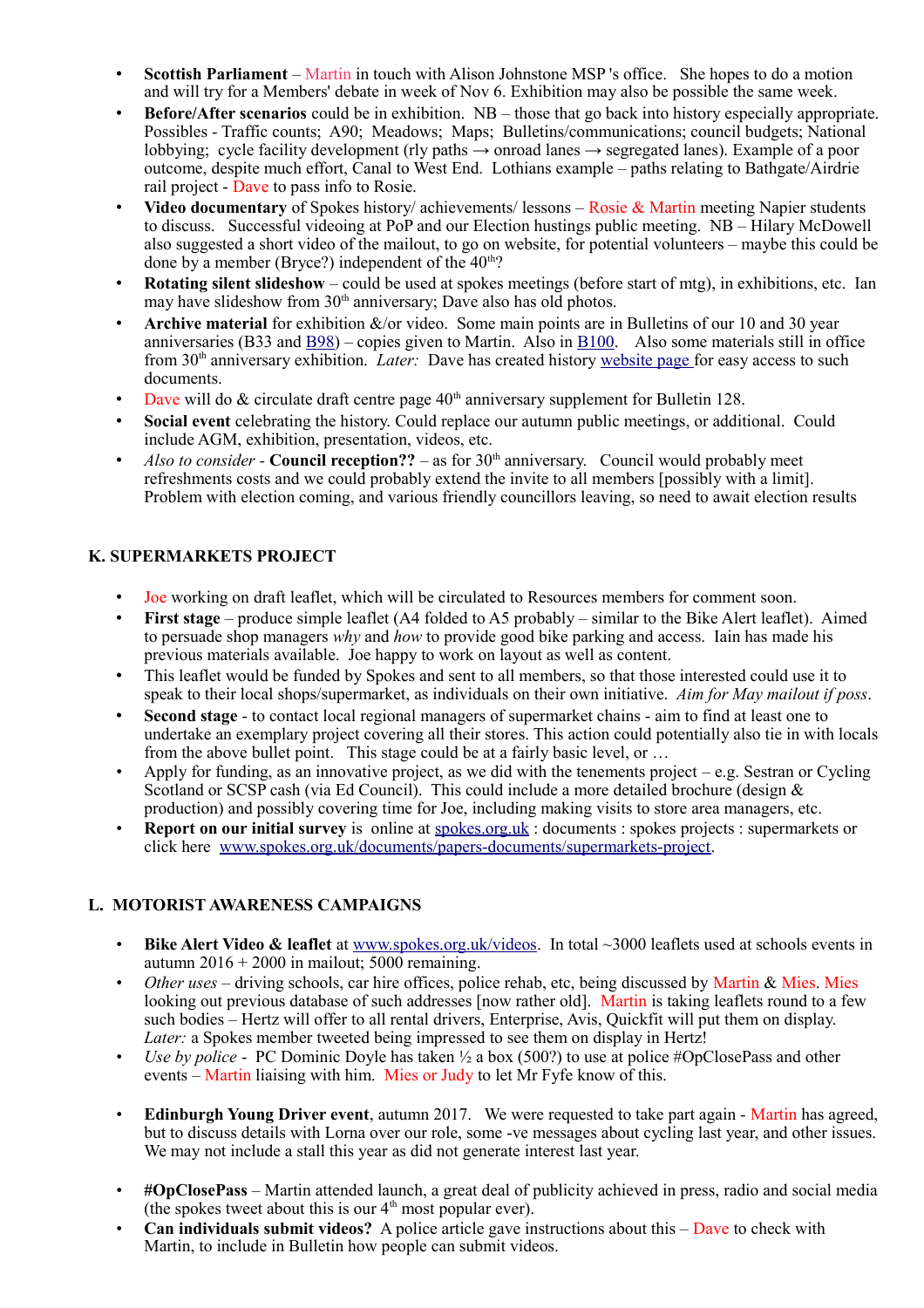- **Scottish Parliament** – Martin in touch with Alison Johnstone MSP 's office. She hopes to do a motion and will try for a Members' debate in week of Nov 6. Exhibition may also be possible the same week.
- **Before/After scenarios** could be in exhibition. NB – those that go back into history especially appropriate. Possibles - Traffic counts; A90; Meadows; Maps; Bulletins/communications; council budgets; National lobbying; cycle facility development (rly paths → onroad lanes → segregated lanes). Example of a poor outcome, despite much effort, Canal to West End. Lothians example – paths relating to Bathgate/Airdrie rail project - Dave to pass info to Rosie.
- **Video documentary** of Spokes history/ achievements/ lessons – Rosie & Martin meeting Napier students to discuss. Successful videoing at PoP and our Election hustings public meeting. NB – Hilary McDowell also suggested a short video of the mailout, to go on website, for potential volunteers – maybe this could be done by a member (Bryce?) independent of the 40th?
- **Rotating silent slideshow** – could be used at spokes meetings (before start of mtg), in exhibitions, etc. Ian may have slideshow from 30th anniversary; Dave also has old photos.
- **Archive material** for exhibition &/or video. Some main points are in Bulletins of our 10 and 30 year anniversaries (B33 and B98) – copies given to Martin. Also in B100. Also some materials still in office from 30th anniversary exhibition. *Later:* Dave has created history website page for easy access to such documents.
- Dave will do & circulate draft centre page 40th anniversary supplement for Bulletin 128.
- **Social event** celebrating the history. Could replace our autumn public meetings, or additional. Could include AGM, exhibition, presentation, videos, etc.
- *Also to consider* - **Council reception??** – as for 30th anniversary. Council would probably meet refreshments costs and we could probably extend the invite to all members [possibly with a limit]. Problem with election coming, and various friendly councillors leaving, so need to await election results

## K. SUPERMARKETS PROJECT

- Joe working on draft leaflet, which will be circulated to Resources members for comment soon.
- **First stage** – produce simple leaflet (A4 folded to A5 probably – similar to the Bike Alert leaflet). Aimed to persuade shop managers *why* and *how* to provide good bike parking and access. Iain has made his previous materials available. Joe happy to work on layout as well as content.
- This leaflet would be funded by Spokes and sent to all members, so that those interested could use it to speak to their local shops/supermarket, as individuals on their own initiative. *Aim for May mailout if poss*.
- **Second stage** - to contact local regional managers of supermarket chains - aim to find at least one to undertake an exemplary project covering all their stores. This action could potentially also tie in with locals from the above bullet point. This stage could be at a fairly basic level, or …
- Apply for funding, as an innovative project, as we did with the tenements project – e.g. Sestran or Cycling Scotland or SCSP cash (via Ed Council). This could include a more detailed brochure (design & production) and possibly covering time for Joe, including making visits to store area managers, etc.
- **Report on our initial survey** is online at spokes.org.uk : documents : spokes projects : supermarkets or click here www.spokes.org.uk/documents/papers-documents/supermarkets-project.

## L. MOTORIST AWARENESS CAMPAIGNS

- **Bike Alert Video & leaflet** at www.spokes.org.uk/videos. In total ~3000 leaflets used at schools events in autumn 2016 + 2000 in mailout; 5000 remaining.
- *Other uses* – driving schools, car hire offices, police rehab, etc, being discussed by Martin & Mies. Mies looking out previous database of such addresses [now rather old]. Martin is taking leaflets round to a few such bodies – Hertz will offer to all rental drivers, Enterprise, Avis, Quickfit will put them on display. *Later:* a Spokes member tweeted being impressed to see them on display in Hertz!
- *Use by police* - PC Dominic Doyle has taken ½ a box (500?) to use at police #OpClosePass and other events – Martin liaising with him. Mies or Judy to let Mr Fyfe know of this.
- **Edinburgh Young Driver event**, autumn 2017. We were requested to take part again - Martin has agreed, but to discuss details with Lorna over our role, some -ve messages about cycling last year, and other issues. We may not include a stall this year as did not generate interest last year.
- **#OpClosePass** – Martin attended launch, a great deal of publicity achieved in press, radio and social media (the spokes tweet about this is our 4th most popular ever).
- **Can individuals submit videos?** A police article gave instructions about this – Dave to check with Martin, to include in Bulletin how people can submit videos.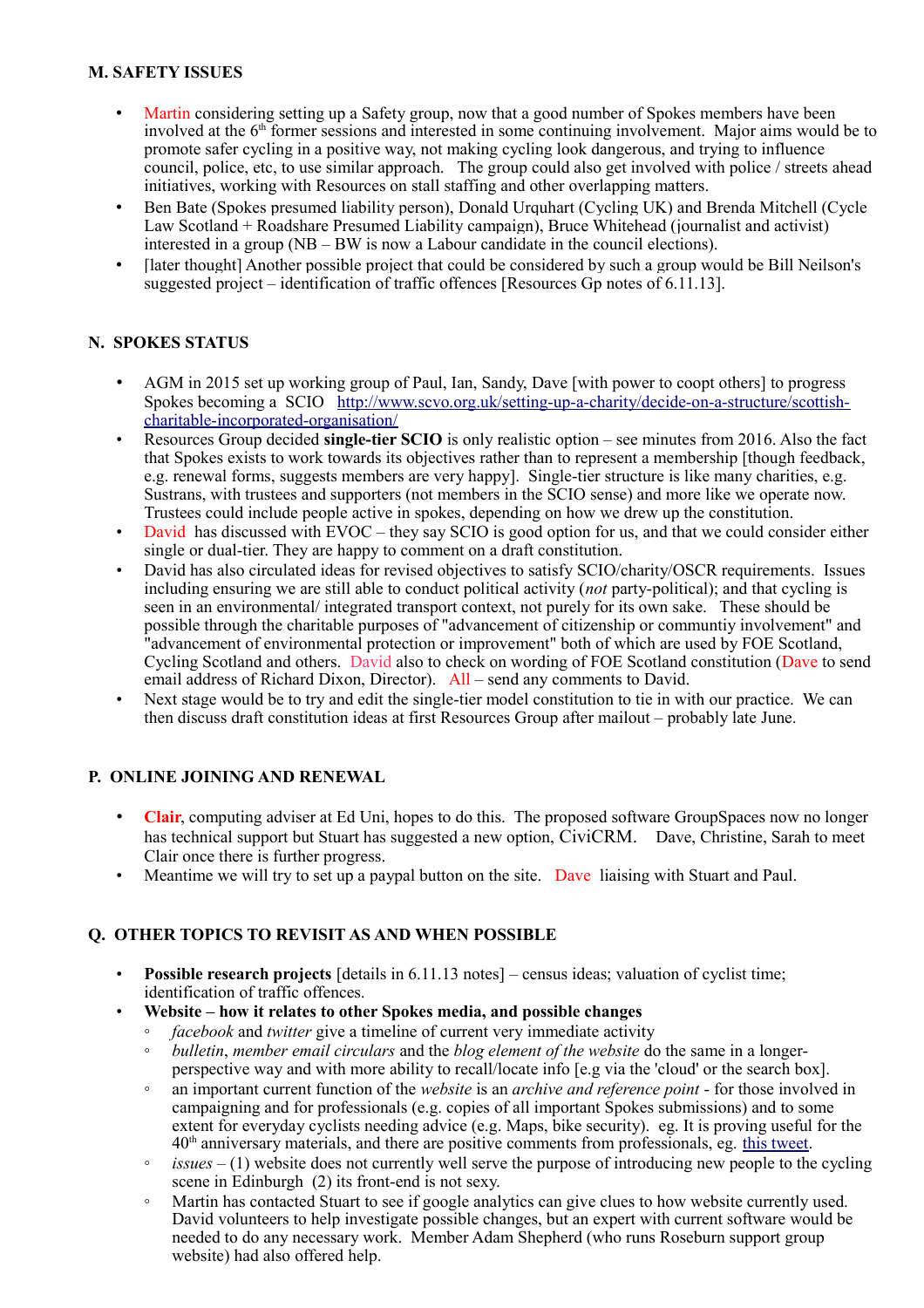### M. SAFETY ISSUES

- Martin considering setting up a Safety group, now that a good number of Spokes members have been involved at the 6th former sessions and interested in some continuing involvement. Major aims would be to promote safer cycling in a positive way, not making cycling look dangerous, and trying to influence council, police, etc, to use similar approach. The group could also get involved with police / streets ahead initiatives, working with Resources on stall staffing and other overlapping matters.
- Ben Bate (Spokes presumed liability person), Donald Urquhart (Cycling UK) and Brenda Mitchell (Cycle Law Scotland + Roadshare Presumed Liability campaign), Bruce Whitehead (journalist and activist) interested in a group (NB – BW is now a Labour candidate in the council elections).
- [later thought] Another possible project that could be considered by such a group would be Bill Neilson's suggested project – identification of traffic offences [Resources Gp notes of 6.11.13].

### N. SPOKES STATUS

- AGM in 2015 set up working group of Paul, Ian, Sandy, Dave [with power to coopt others] to progress Spokes becoming a SCIO [http://www.scvo.org.uk/setting-up-a-charity/decide-on-a-structure/scottish-charitable-incorporated-organisation/](http://www.scvo.org.uk/setting-up-a-charity/decide-on-a-structure/scottish-charitable-incorporated-organisation/)
- Resources Group decided **single-tier SCIO** is only realistic option – see minutes from 2016. Also the fact that Spokes exists to work towards its objectives rather than to represent a membership [though feedback, e.g. renewal forms, suggests members are very happy]. Single-tier structure is like many charities, e.g. Sustrans, with trustees and supporters (not members in the SCIO sense) and more like we operate now. Trustees could include people active in spokes, depending on how we drew up the constitution.
- David has discussed with EVOC – they say SCIO is good option for us, and that we could consider either single or dual-tier. They are happy to comment on a draft constitution.
- David has also circulated ideas for revised objectives to satisfy SCIO/charity/OSCR requirements. Issues including ensuring we are still able to conduct political activity (*not* party-political); and that cycling is seen in an environmental/ integrated transport context, not purely for its own sake. These should be possible through the charitable purposes of "advancement of citizenship or communtiy involvement" and "advancement of environmental protection or improvement" both of which are used by FOE Scotland, Cycling Scotland and others. David also to check on wording of FOE Scotland constitution (Dave to send email address of Richard Dixon, Director). All – send any comments to David.
- Next stage would be to try and edit the single-tier model constitution to tie in with our practice. We can then discuss draft constitution ideas at first Resources Group after mailout – probably late June.

### P. ONLINE JOINING AND RENEWAL

- **Clair**, computing adviser at Ed Uni, hopes to do this. The proposed software GroupSpaces now no longer has technical support but Stuart has suggested a new option, CiviCRM. Dave, Christine, Sarah to meet Clair once there is further progress.
- Meantime we will try to set up a paypal button on the site. Dave liaising with Stuart and Paul.

### Q. OTHER TOPICS TO REVISIT AS AND WHEN POSSIBLE

- **Possible research projects** [details in 6.11.13 notes] – census ideas; valuation of cyclist time; identification of traffic offences.
- **Website – how it relates to other Spokes media, and possible changes**
  - *facebook* and *twitter* give a timeline of current very immediate activity
  - *bulletin*, *member email circulars* and the *blog element of the website* do the same in a longer-perspective way and with more ability to recall/locate info [e.g via the 'cloud' or the search box].
  - an important current function of the *website* is an *archive and reference point* - for those involved in campaigning and for professionals (e.g. copies of all important Spokes submissions) and to some extent for everyday cyclists needing advice (e.g. Maps, bike security). eg. It is proving useful for the 40th anniversary materials, and there are positive comments from professionals, eg. this tweet.
  - *issues* – (1) website does not currently well serve the purpose of introducing new people to the cycling scene in Edinburgh (2) its front-end is not sexy.
  - Martin has contacted Stuart to see if google analytics can give clues to how website currently used. David volunteers to help investigate possible changes, but an expert with current software would be needed to do any necessary work. Member Adam Shepherd (who runs Roseburn support group website) had also offered help.